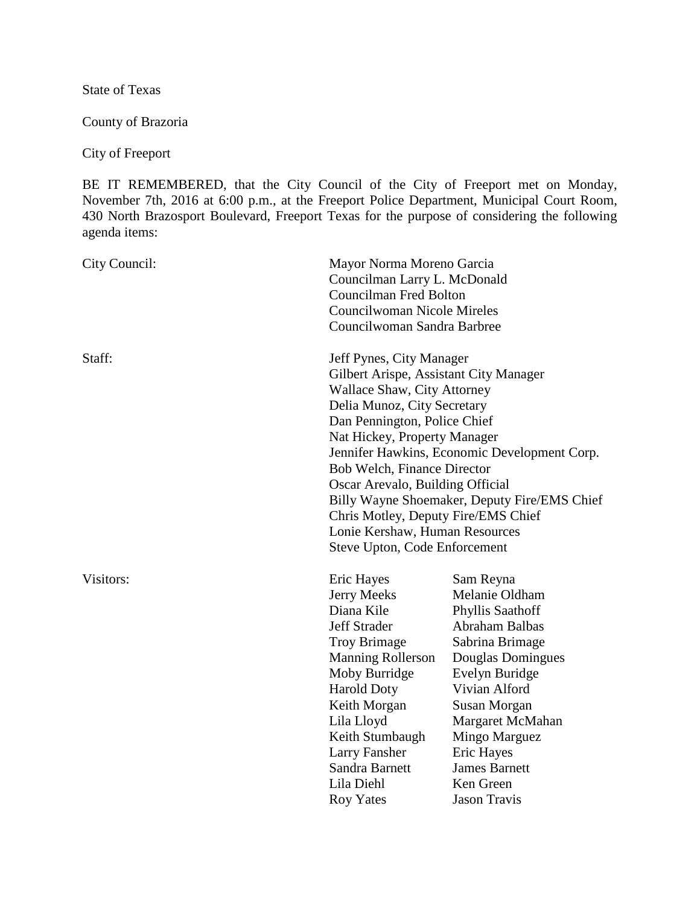State of Texas

County of Brazoria

City of Freeport

BE IT REMEMBERED, that the City Council of the City of Freeport met on Monday, November 7th, 2016 at 6:00 p.m., at the Freeport Police Department, Municipal Court Room, 430 North Brazosport Boulevard, Freeport Texas for the purpose of considering the following agenda items:

City Council:

Mayor Norma Moreno Garcia
Councilman Larry L. McDonald
Councilman Fred Bolton
Councilwoman Nicole Mireles
Councilwoman Sandra Barbree

Staff:

Jeff Pynes, City Manager
Gilbert Arispe, Assistant City Manager
Wallace Shaw, City Attorney
Delia Munoz, City Secretary
Dan Pennington, Police Chief
Nat Hickey, Property Manager
Jennifer Hawkins, Economic Development Corp.
Bob Welch, Finance Director
Oscar Arevalo, Building Official
Billy Wayne Shoemaker, Deputy Fire/EMS Chief
Chris Motley, Deputy Fire/EMS Chief
Lonie Kershaw, Human Resources
Steve Upton, Code Enforcement

Visitors:

| | |
|---|---|
| Eric Hayes | Sam Reyna |
| Jerry Meeks | Melanie Oldham |
| Diana Kile | Phyllis Saathoff |
| Jeff Strader | Abraham Balbas |
| Troy Brimage | Sabrina Brimage |
| Manning Rollerson | Douglas Domingues |
| Moby Burridge | Evelyn Buridge |
| Harold Doty | Vivian Alford |
| Keith Morgan | Susan Morgan |
| Lila Lloyd | Margaret McMahan |
| Keith Stumbaugh | Mingo Marguez |
| Larry Fansher | Eric Hayes |
| Sandra Barnett | James Barnett |
| Lila Diehl | Ken Green |
| Roy Yates | Jason Travis |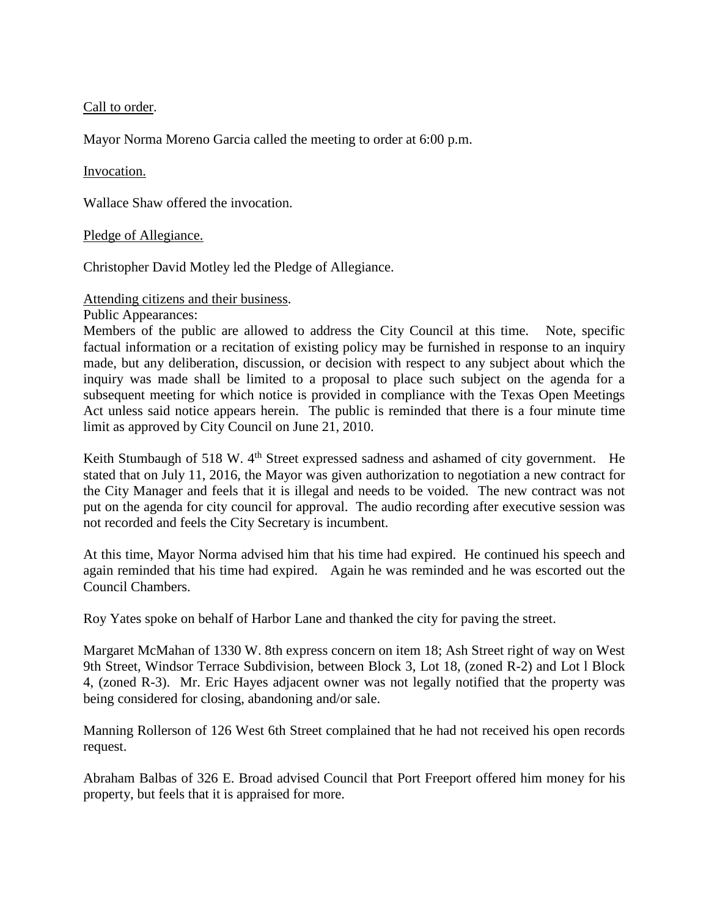Call to order.

Mayor Norma Moreno Garcia called the meeting to order at 6:00 p.m.

Invocation.

Wallace Shaw offered the invocation.

Pledge of Allegiance.

Christopher David Motley led the Pledge of Allegiance.

Attending citizens and their business.

Public Appearances:

Members of the public are allowed to address the City Council at this time. Note, specific factual information or a recitation of existing policy may be furnished in response to an inquiry made, but any deliberation, discussion, or decision with respect to any subject about which the inquiry was made shall be limited to a proposal to place such subject on the agenda for a subsequent meeting for which notice is provided in compliance with the Texas Open Meetings Act unless said notice appears herein. The public is reminded that there is a four minute time limit as approved by City Council on June 21, 2010.

Keith Stumbaugh of 518 W. 4th Street expressed sadness and ashamed of city government. He stated that on July 11, 2016, the Mayor was given authorization to negotiation a new contract for the City Manager and feels that it is illegal and needs to be voided. The new contract was not put on the agenda for city council for approval. The audio recording after executive session was not recorded and feels the City Secretary is incumbent.

At this time, Mayor Norma advised him that his time had expired. He continued his speech and again reminded that his time had expired. Again he was reminded and he was escorted out the Council Chambers.

Roy Yates spoke on behalf of Harbor Lane and thanked the city for paving the street.

Margaret McMahan of 1330 W. 8th express concern on item 18; Ash Street right of way on West 9th Street, Windsor Terrace Subdivision, between Block 3, Lot 18, (zoned R-2) and Lot l Block 4, (zoned R-3). Mr. Eric Hayes adjacent owner was not legally notified that the property was being considered for closing, abandoning and/or sale.

Manning Rollerson of 126 West 6th Street complained that he had not received his open records request.

Abraham Balbas of 326 E. Broad advised Council that Port Freeport offered him money for his property, but feels that it is appraised for more.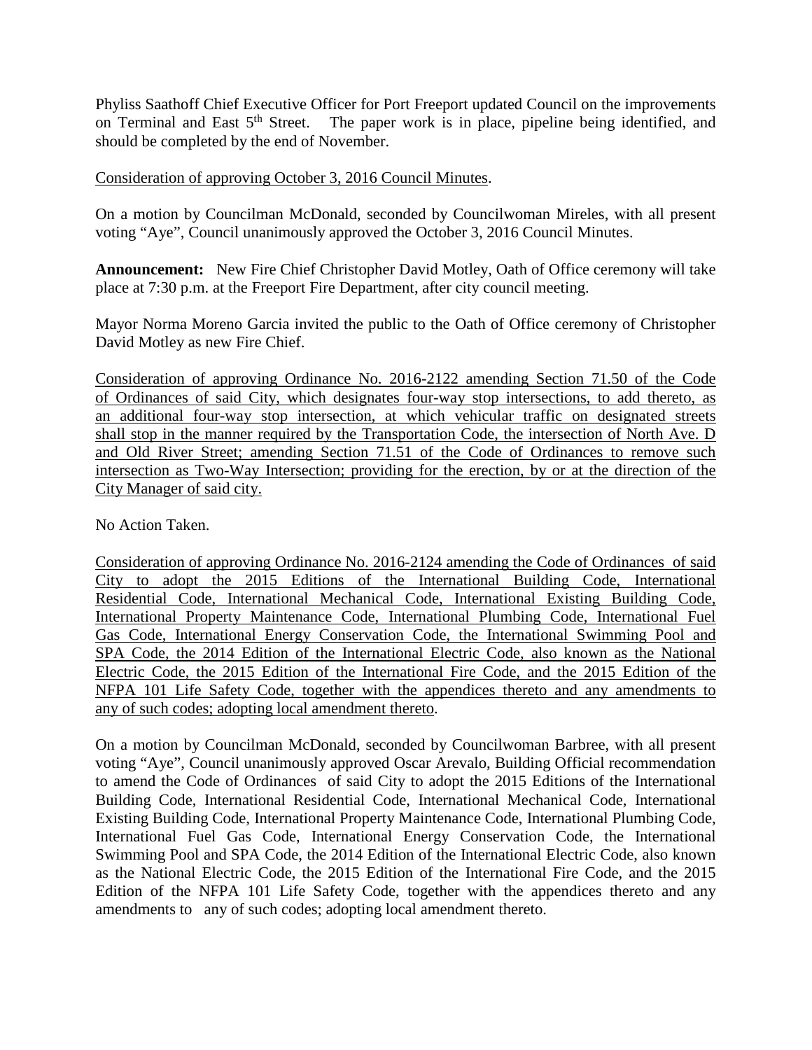Phyliss Saathoff Chief Executive Officer for Port Freeport updated Council on the improvements on Terminal and East 5th Street. The paper work is in place, pipeline being identified, and should be completed by the end of November.

Consideration of approving October 3, 2016 Council Minutes.

On a motion by Councilman McDonald, seconded by Councilwoman Mireles, with all present voting "Aye", Council unanimously approved the October 3, 2016 Council Minutes.

**Announcement:** New Fire Chief Christopher David Motley, Oath of Office ceremony will take place at 7:30 p.m. at the Freeport Fire Department, after city council meeting.

Mayor Norma Moreno Garcia invited the public to the Oath of Office ceremony of Christopher David Motley as new Fire Chief.

Consideration of approving Ordinance No. 2016-2122 amending Section 71.50 of the Code of Ordinances of said City, which designates four-way stop intersections, to add thereto, as an additional four-way stop intersection, at which vehicular traffic on designated streets shall stop in the manner required by the Transportation Code, the intersection of North Ave. D and Old River Street; amending Section 71.51 of the Code of Ordinances to remove such intersection as Two-Way Intersection; providing for the erection, by or at the direction of the City Manager of said city.

No Action Taken.

Consideration of approving Ordinance No. 2016-2124 amending the Code of Ordinances of said City to adopt the 2015 Editions of the International Building Code, International Residential Code, International Mechanical Code, International Existing Building Code, International Property Maintenance Code, International Plumbing Code, International Fuel Gas Code, International Energy Conservation Code, the International Swimming Pool and SPA Code, the 2014 Edition of the International Electric Code, also known as the National Electric Code, the 2015 Edition of the International Fire Code, and the 2015 Edition of the NFPA 101 Life Safety Code, together with the appendices thereto and any amendments to any of such codes; adopting local amendment thereto.

On a motion by Councilman McDonald, seconded by Councilwoman Barbree, with all present voting "Aye", Council unanimously approved Oscar Arevalo, Building Official recommendation to amend the Code of Ordinances of said City to adopt the 2015 Editions of the International Building Code, International Residential Code, International Mechanical Code, International Existing Building Code, International Property Maintenance Code, International Plumbing Code, International Fuel Gas Code, International Energy Conservation Code, the International Swimming Pool and SPA Code, the 2014 Edition of the International Electric Code, also known as the National Electric Code, the 2015 Edition of the International Fire Code, and the 2015 Edition of the NFPA 101 Life Safety Code, together with the appendices thereto and any amendments to any of such codes; adopting local amendment thereto.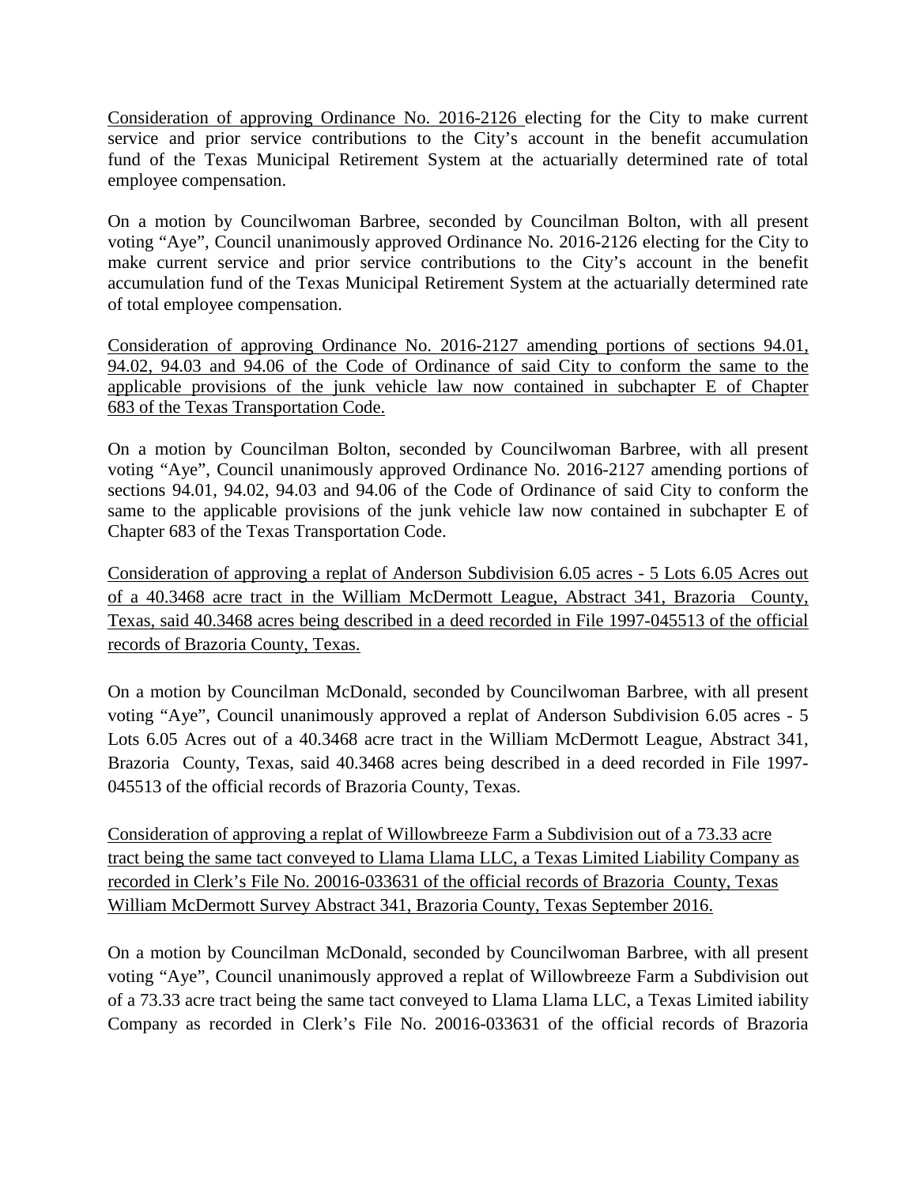<u>Consideration of approving Ordinance No. 2016-2126</u> electing for the City to make current service and prior service contributions to the City's account in the benefit accumulation fund of the Texas Municipal Retirement System at the actuarially determined rate of total employee compensation.

On a motion by Councilwoman Barbree, seconded by Councilman Bolton, with all present voting "Aye", Council unanimously approved Ordinance No. 2016-2126 electing for the City to make current service and prior service contributions to the City's account in the benefit accumulation fund of the Texas Municipal Retirement System at the actuarially determined rate of total employee compensation.

<u>Consideration of approving Ordinance No. 2016-2127 amending portions of sections 94.01, 94.02, 94.03 and 94.06 of the Code of Ordinance of said City to conform the same to the applicable provisions of the junk vehicle law now contained in subchapter E of Chapter 683 of the Texas Transportation Code.</u>

On a motion by Councilman Bolton, seconded by Councilwoman Barbree, with all present voting "Aye", Council unanimously approved Ordinance No. 2016-2127 amending portions of sections 94.01, 94.02, 94.03 and 94.06 of the Code of Ordinance of said City to conform the same to the applicable provisions of the junk vehicle law now contained in subchapter E of Chapter 683 of the Texas Transportation Code.

<u>Consideration of approving a replat of Anderson Subdivision 6.05 acres - 5 Lots 6.05 Acres out of a 40.3468 acre tract in the William McDermott League, Abstract 341, Brazoria County, Texas, said 40.3468 acres being described in a deed recorded in File 1997-045513 of the official records of Brazoria County, Texas.</u>

On a motion by Councilman McDonald, seconded by Councilwoman Barbree, with all present voting "Aye", Council unanimously approved a replat of Anderson Subdivision 6.05 acres - 5 Lots 6.05 Acres out of a 40.3468 acre tract in the William McDermott League, Abstract 341, Brazoria County, Texas, said 40.3468 acres being described in a deed recorded in File 1997-045513 of the official records of Brazoria County, Texas.

<u>Consideration of approving a replat of Willowbreeze Farm a Subdivision out of a 73.33 acre tract being the same tact conveyed to Llama Llama LLC, a Texas Limited Liability Company as recorded in Clerk's File No. 20016-033631 of the official records of Brazoria County, Texas William McDermott Survey Abstract 341, Brazoria County, Texas September 2016.</u>

On a motion by Councilman McDonald, seconded by Councilwoman Barbree, with all present voting "Aye", Council unanimously approved a replat of Willowbreeze Farm a Subdivision out of a 73.33 acre tract being the same tact conveyed to Llama Llama LLC, a Texas Limited iability Company as recorded in Clerk's File No. 20016-033631 of the official records of Brazoria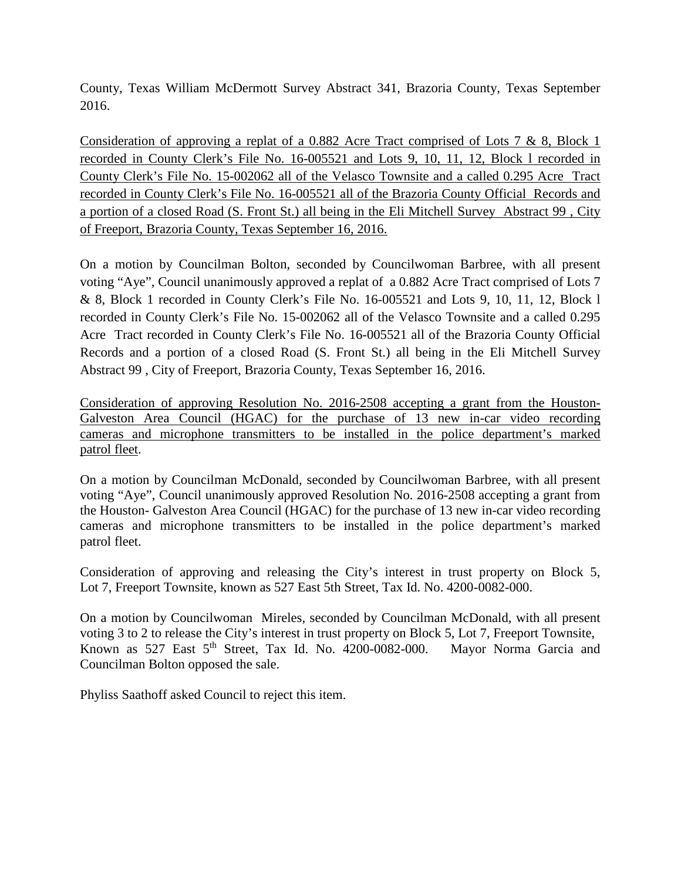County, Texas William McDermott Survey Abstract 341, Brazoria County, Texas September 2016.

<u>Consideration of approving a replat of a 0.882 Acre Tract comprised of Lots 7 & 8, Block 1 recorded in County Clerk's File No. 16-005521 and Lots 9, 10, 11, 12, Block l recorded in County Clerk's File No. 15-002062 all of the Velasco Townsite and a called 0.295 Acre Tract recorded in County Clerk's File No. 16-005521 all of the Brazoria County Official Records and a portion of a closed Road (S. Front St.) all being in the Eli Mitchell Survey Abstract 99 , City of Freeport, Brazoria County, Texas September 16, 2016.</u>

On a motion by Councilman Bolton, seconded by Councilwoman Barbree, with all present voting "Aye", Council unanimously approved a replat of a 0.882 Acre Tract comprised of Lots 7 & 8, Block 1 recorded in County Clerk's File No. 16-005521 and Lots 9, 10, 11, 12, Block l recorded in County Clerk's File No. 15-002062 all of the Velasco Townsite and a called 0.295 Acre Tract recorded in County Clerk's File No. 16-005521 all of the Brazoria County Official Records and a portion of a closed Road (S. Front St.) all being in the Eli Mitchell Survey Abstract 99 , City of Freeport, Brazoria County, Texas September 16, 2016.

<u>Consideration of approving Resolution No. 2016-2508 accepting a grant from the Houston-Galveston Area Council (HGAC) for the purchase of 13 new in-car video recording cameras and microphone transmitters to be installed in the police department's marked patrol fleet</u>.

On a motion by Councilman McDonald, seconded by Councilwoman Barbree, with all present voting "Aye", Council unanimously approved Resolution No. 2016-2508 accepting a grant from the Houston- Galveston Area Council (HGAC) for the purchase of 13 new in-car video recording cameras and microphone transmitters to be installed in the police department's marked patrol fleet.

Consideration of approving and releasing the City's interest in trust property on Block 5, Lot 7, Freeport Townsite, known as 527 East 5th Street, Tax Id. No. 4200-0082-000.

On a motion by Councilwoman Mireles, seconded by Councilman McDonald, with all present voting 3 to 2 to release the City's interest in trust property on Block 5, Lot 7, Freeport Townsite, Known as 527 East 5th Street, Tax Id. No. 4200-0082-000. Mayor Norma Garcia and Councilman Bolton opposed the sale.

Phyliss Saathoff asked Council to reject this item.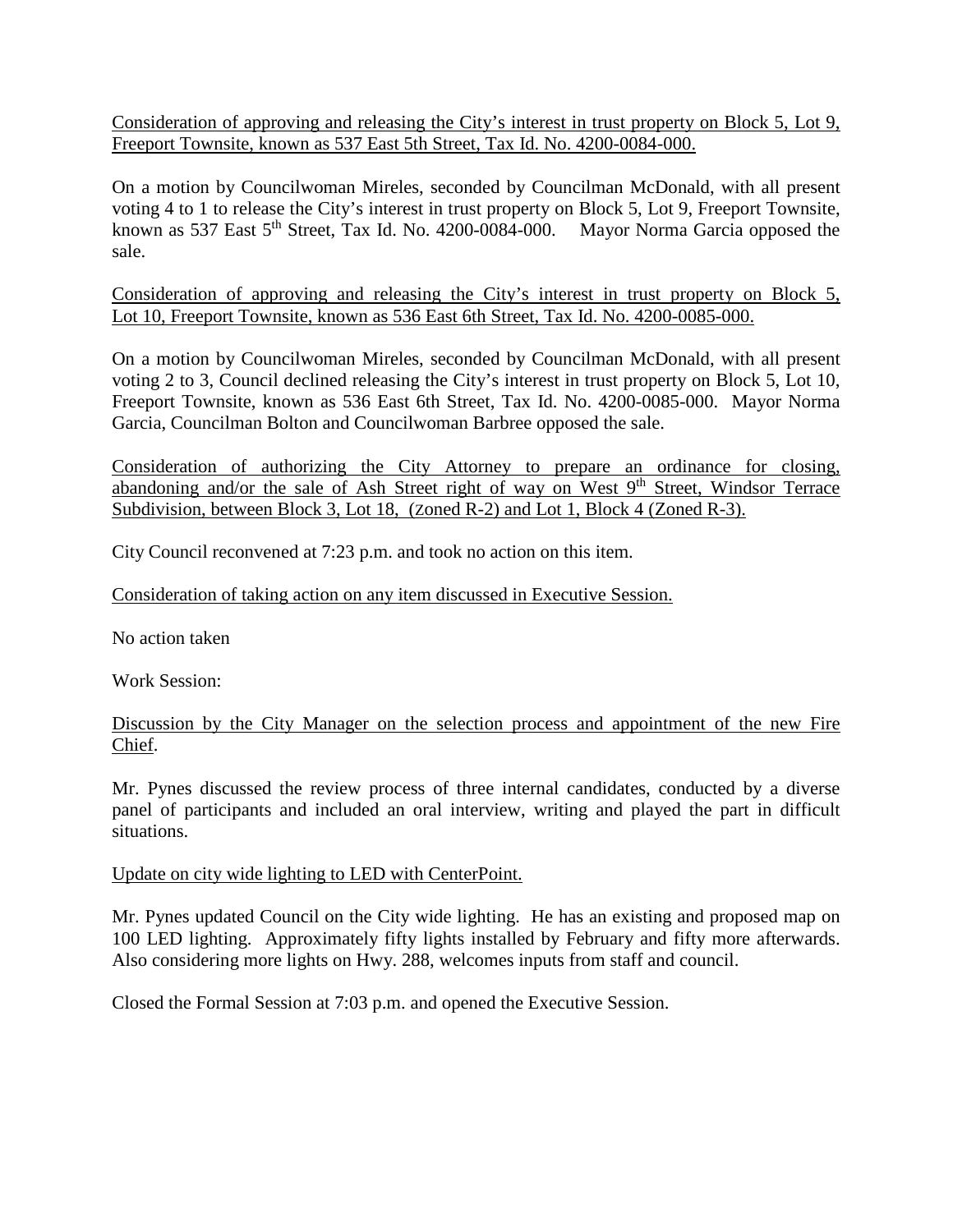Consideration of approving and releasing the City's interest in trust property on Block 5, Lot 9, Freeport Townsite, known as 537 East 5th Street, Tax Id. No. 4200-0084-000.

On a motion by Councilwoman Mireles, seconded by Councilman McDonald, with all present voting 4 to 1 to release the City's interest in trust property on Block 5, Lot 9, Freeport Townsite, known as 537 East 5th Street, Tax Id. No. 4200-0084-000. Mayor Norma Garcia opposed the sale.

Consideration of approving and releasing the City's interest in trust property on Block 5, Lot 10, Freeport Townsite, known as 536 East 6th Street, Tax Id. No. 4200-0085-000.

On a motion by Councilwoman Mireles, seconded by Councilman McDonald, with all present voting 2 to 3, Council declined releasing the City's interest in trust property on Block 5, Lot 10, Freeport Townsite, known as 536 East 6th Street, Tax Id. No. 4200-0085-000. Mayor Norma Garcia, Councilman Bolton and Councilwoman Barbree opposed the sale.

Consideration of authorizing the City Attorney to prepare an ordinance for closing, abandoning and/or the sale of Ash Street right of way on West 9th Street, Windsor Terrace Subdivision, between Block 3, Lot 18, (zoned R-2) and Lot 1, Block 4 (Zoned R-3).

City Council reconvened at 7:23 p.m. and took no action on this item.

Consideration of taking action on any item discussed in Executive Session.

No action taken

Work Session:

Discussion by the City Manager on the selection process and appointment of the new Fire Chief.

Mr. Pynes discussed the review process of three internal candidates, conducted by a diverse panel of participants and included an oral interview, writing and played the part in difficult situations.

Update on city wide lighting to LED with CenterPoint.

Mr. Pynes updated Council on the City wide lighting. He has an existing and proposed map on 100 LED lighting. Approximately fifty lights installed by February and fifty more afterwards. Also considering more lights on Hwy. 288, welcomes inputs from staff and council.

Closed the Formal Session at 7:03 p.m. and opened the Executive Session.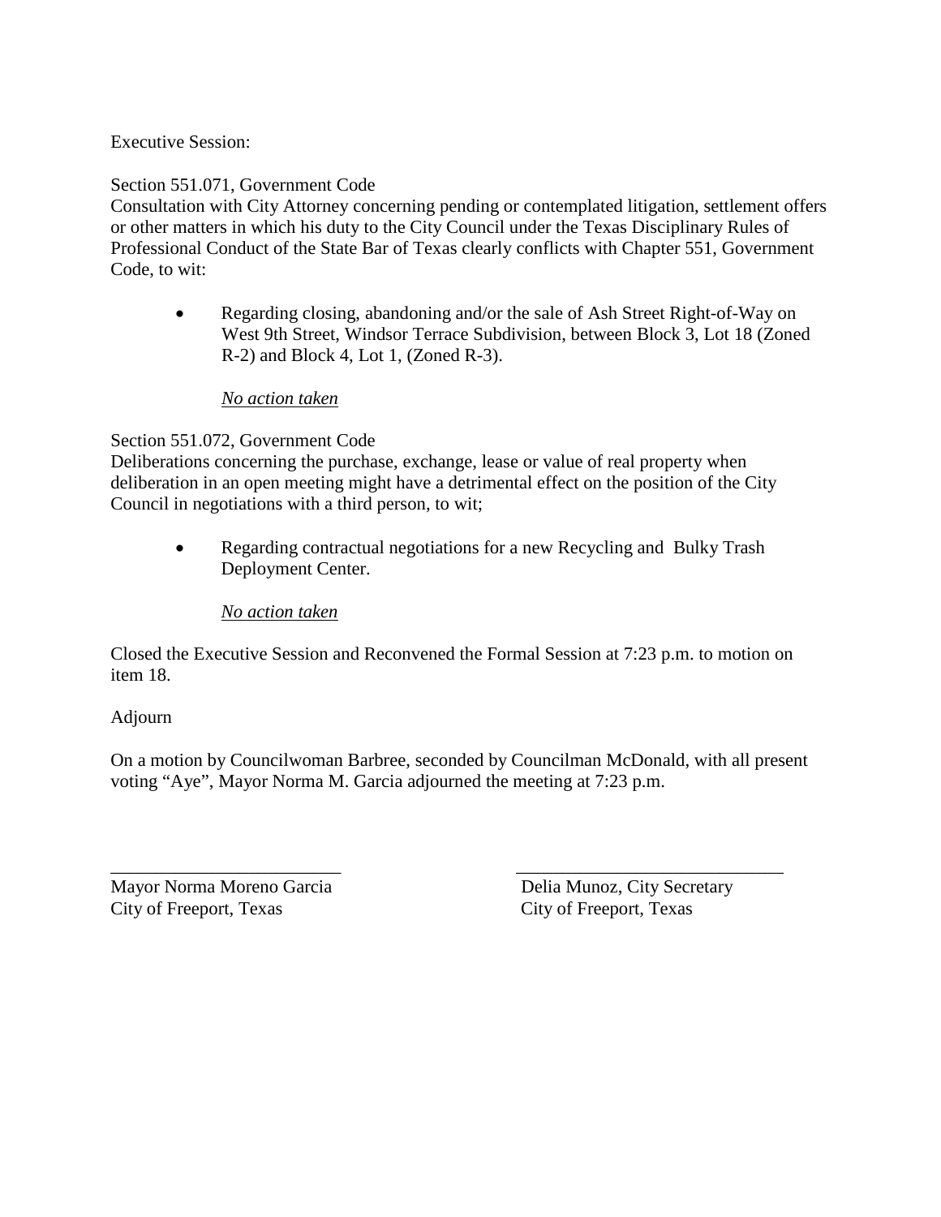Executive Session:

Section 551.071, Government Code
Consultation with City Attorney concerning pending or contemplated litigation, settlement offers or other matters in which his duty to the City Council under the Texas Disciplinary Rules of Professional Conduct of the State Bar of Texas clearly conflicts with Chapter 551, Government Code, to wit:

- Regarding closing, abandoning and/or the sale of Ash Street Right-of-Way on West 9th Street, Windsor Terrace Subdivision, between Block 3, Lot 18 (Zoned R-2) and Block 4, Lot 1, (Zoned R-3).

  *No action taken*

Section 551.072, Government Code
Deliberations concerning the purchase, exchange, lease or value of real property when deliberation in an open meeting might have a detrimental effect on the position of the City Council in negotiations with a third person, to wit;

- Regarding contractual negotiations for a new Recycling and Bulky Trash Deployment Center.

  *No action taken*

Closed the Executive Session and Reconvened the Formal Session at 7:23 p.m. to motion on item 18.

Adjourn

On a motion by Councilwoman Barbree, seconded by Councilman McDonald, with all present voting "Aye", Mayor Norma M. Garcia adjourned the meeting at 7:23 p.m.

\_\_\_\_\_\_\_\_\_\_\_\_\_\_\_\_\_\_\_\_\_\_\_\_\_\_
Mayor Norma Moreno Garcia
City of Freeport, Texas

\_\_\_\_\_\_\_\_\_\_\_\_\_\_\_\_\_\_\_\_\_\_\_\_\_\_\_\_\_\_
Delia Munoz, City Secretary
City of Freeport, Texas